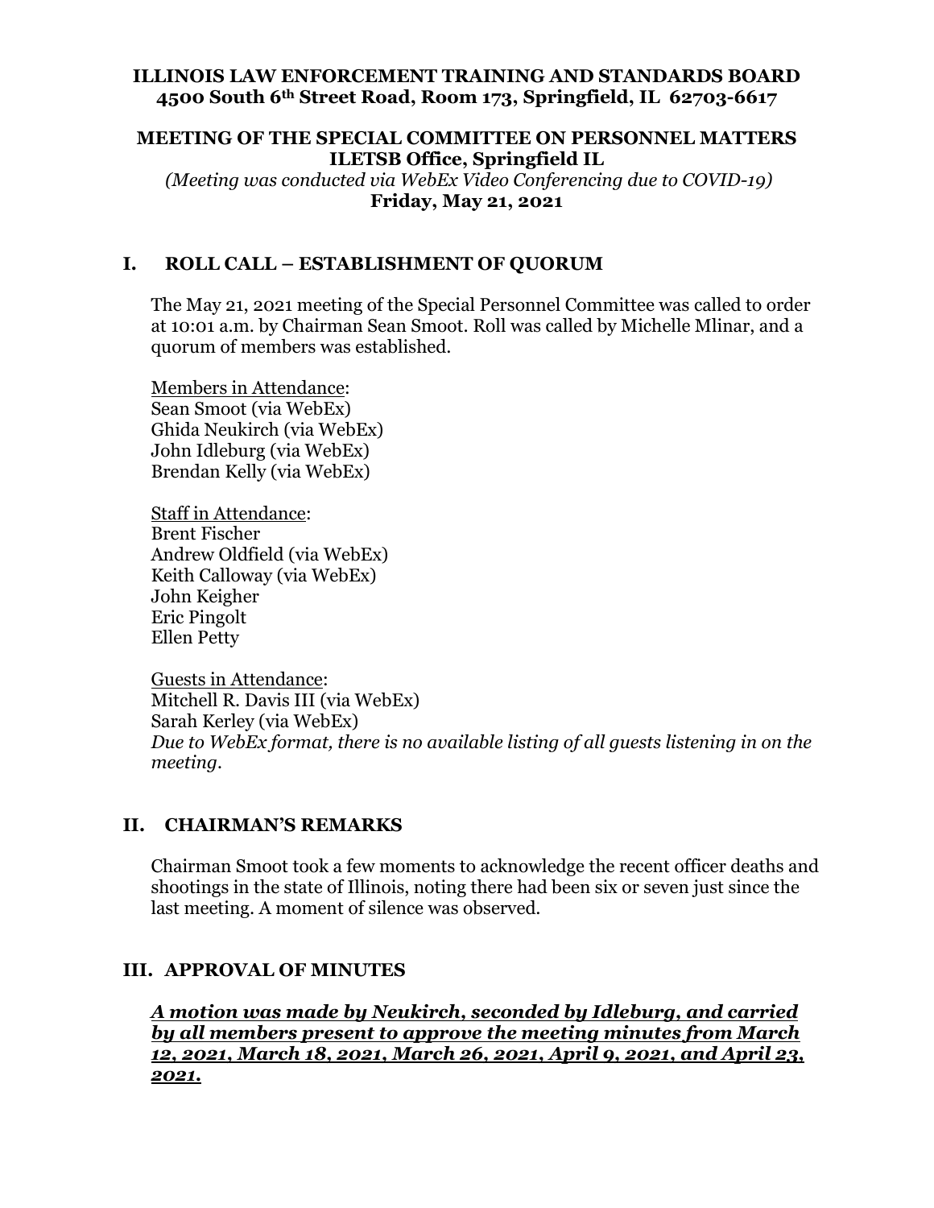**ILLINOIS LAW ENFORCEMENT TRAINING AND STANDARDS BOARD**
**4500 South 6th Street Road, Room 173, Springfield, IL 62703-6617**

**MEETING OF THE SPECIAL COMMITTEE ON PERSONNEL MATTERS**
**ILETSB Office, Springfield IL**
*(Meeting was conducted via WebEx Video Conferencing due to COVID-19)*
**Friday, May 21, 2021**

## I. ROLL CALL – ESTABLISHMENT OF QUORUM

The May 21, 2021 meeting of the Special Personnel Committee was called to order at 10:01 a.m. by Chairman Sean Smoot. Roll was called by Michelle Mlinar, and a quorum of members was established.

Members in Attendance:
Sean Smoot (via WebEx)
Ghida Neukirch (via WebEx)
John Idleburg (via WebEx)
Brendan Kelly (via WebEx)

Staff in Attendance:
Brent Fischer
Andrew Oldfield (via WebEx)
Keith Calloway (via WebEx)
John Keigher
Eric Pingolt
Ellen Petty

Guests in Attendance:
Mitchell R. Davis III (via WebEx)
Sarah Kerley (via WebEx)
*Due to WebEx format, there is no available listing of all guests listening in on the meeting.*

## II. CHAIRMAN'S REMARKS

Chairman Smoot took a few moments to acknowledge the recent officer deaths and shootings in the state of Illinois, noting there had been six or seven just since the last meeting. A moment of silence was observed.

## III. APPROVAL OF MINUTES

***A motion was made by Neukirch, seconded by Idleburg, and carried by all members present to approve the meeting minutes from March 12, 2021, March 18, 2021, March 26, 2021, April 9, 2021, and April 23, 2021.***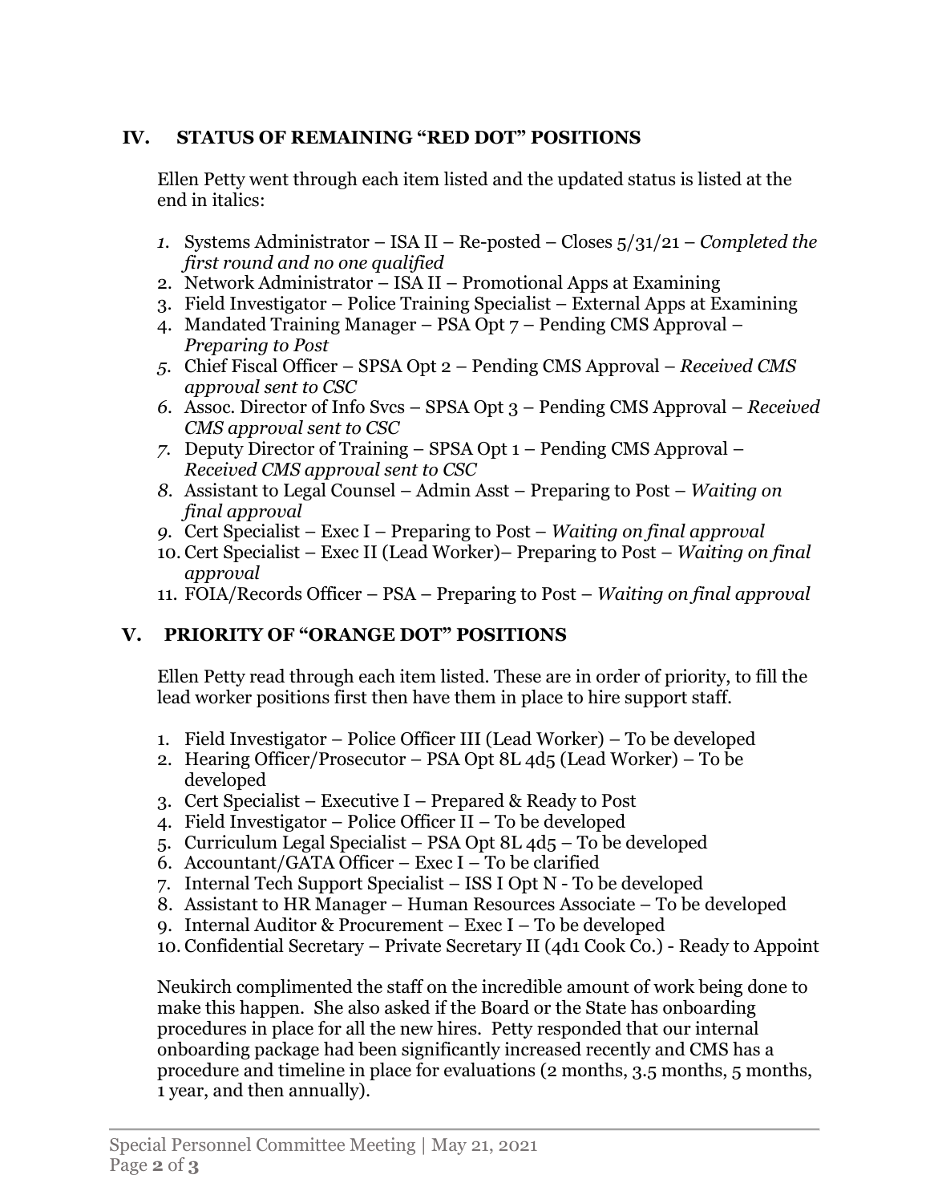## IV. STATUS OF REMAINING "RED DOT" POSITIONS

Ellen Petty went through each item listed and the updated status is listed at the end in italics:

1. Systems Administrator – ISA II – Re-posted – Closes 5/31/21 – *Completed the first round and no one qualified*
2. Network Administrator – ISA II – Promotional Apps at Examining
3. Field Investigator – Police Training Specialist – External Apps at Examining
4. Mandated Training Manager – PSA Opt 7 – Pending CMS Approval – *Preparing to Post*
5. Chief Fiscal Officer – SPSA Opt 2 – Pending CMS Approval – *Received CMS approval sent to CSC*
6. Assoc. Director of Info Svcs – SPSA Opt 3 – Pending CMS Approval – *Received CMS approval sent to CSC*
7. Deputy Director of Training – SPSA Opt 1 – Pending CMS Approval – *Received CMS approval sent to CSC*
8. Assistant to Legal Counsel – Admin Asst – Preparing to Post – *Waiting on final approval*
9. Cert Specialist – Exec I – Preparing to Post – *Waiting on final approval*
10. Cert Specialist – Exec II (Lead Worker)– Preparing to Post – *Waiting on final approval*
11. FOIA/Records Officer – PSA – Preparing to Post – *Waiting on final approval*

## V. PRIORITY OF "ORANGE DOT" POSITIONS

Ellen Petty read through each item listed. These are in order of priority, to fill the lead worker positions first then have them in place to hire support staff.

1. Field Investigator – Police Officer III (Lead Worker) – To be developed
2. Hearing Officer/Prosecutor – PSA Opt 8L 4d5 (Lead Worker) – To be developed
3. Cert Specialist – Executive I – Prepared & Ready to Post
4. Field Investigator – Police Officer II – To be developed
5. Curriculum Legal Specialist – PSA Opt 8L 4d5 – To be developed
6. Accountant/GATA Officer – Exec I – To be clarified
7. Internal Tech Support Specialist – ISS I Opt N - To be developed
8. Assistant to HR Manager – Human Resources Associate – To be developed
9. Internal Auditor & Procurement – Exec I – To be developed
10. Confidential Secretary – Private Secretary II (4d1 Cook Co.) - Ready to Appoint

Neukirch complimented the staff on the incredible amount of work being done to make this happen. She also asked if the Board or the State has onboarding procedures in place for all the new hires. Petty responded that our internal onboarding package had been significantly increased recently and CMS has a procedure and timeline in place for evaluations (2 months, 3.5 months, 5 months, 1 year, and then annually).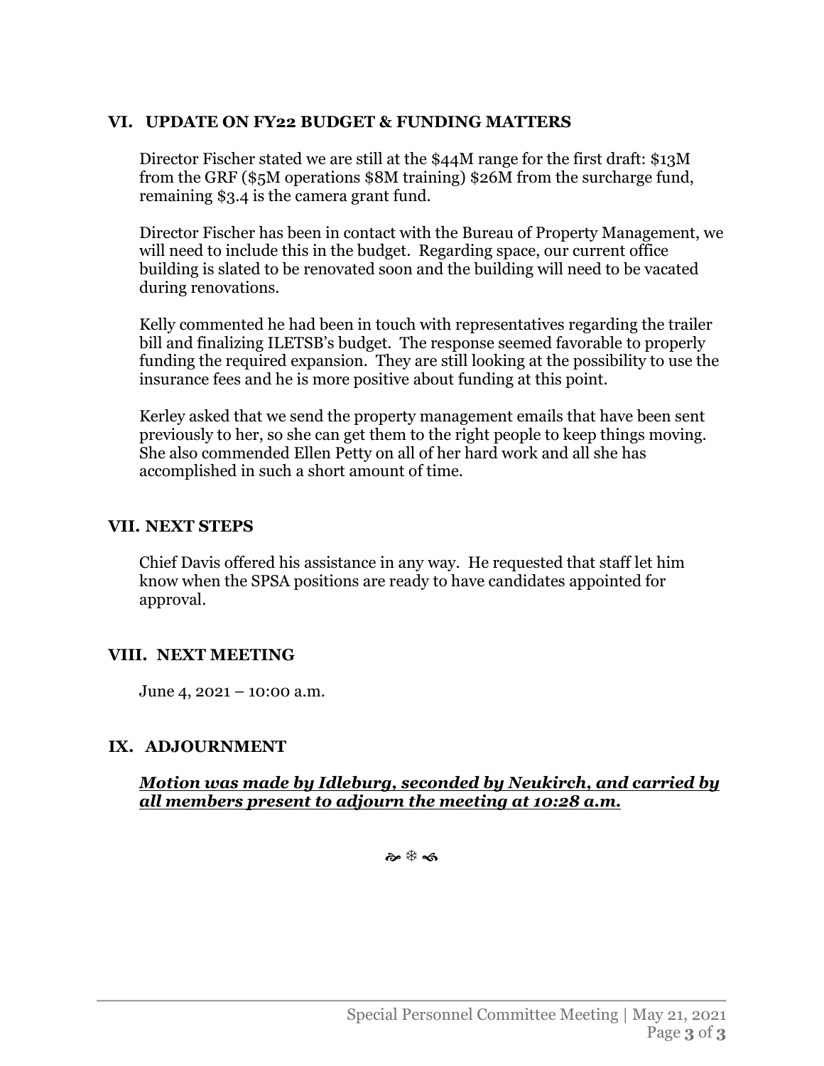## VI. UPDATE ON FY22 BUDGET & FUNDING MATTERS

Director Fischer stated we are still at the $44M range for the first draft: $13M from the GRF ($5M operations $8M training) $26M from the surcharge fund, remaining $3.4 is the camera grant fund.

Director Fischer has been in contact with the Bureau of Property Management, we will need to include this in the budget. Regarding space, our current office building is slated to be renovated soon and the building will need to be vacated during renovations.

Kelly commented he had been in touch with representatives regarding the trailer bill and finalizing ILETSB's budget. The response seemed favorable to properly funding the required expansion. They are still looking at the possibility to use the insurance fees and he is more positive about funding at this point.

Kerley asked that we send the property management emails that have been sent previously to her, so she can get them to the right people to keep things moving. She also commended Ellen Petty on all of her hard work and all she has accomplished in such a short amount of time.

## VII. NEXT STEPS

Chief Davis offered his assistance in any way. He requested that staff let him know when the SPSA positions are ready to have candidates appointed for approval.

## VIII. NEXT MEETING

June 4, 2021 – 10:00 a.m.

## IX. ADJOURNMENT

***Motion was made by Idleburg, seconded by Neukirch, and carried by all members present to adjourn the meeting at 10:28 a.m.***

☙ ❄ ❧